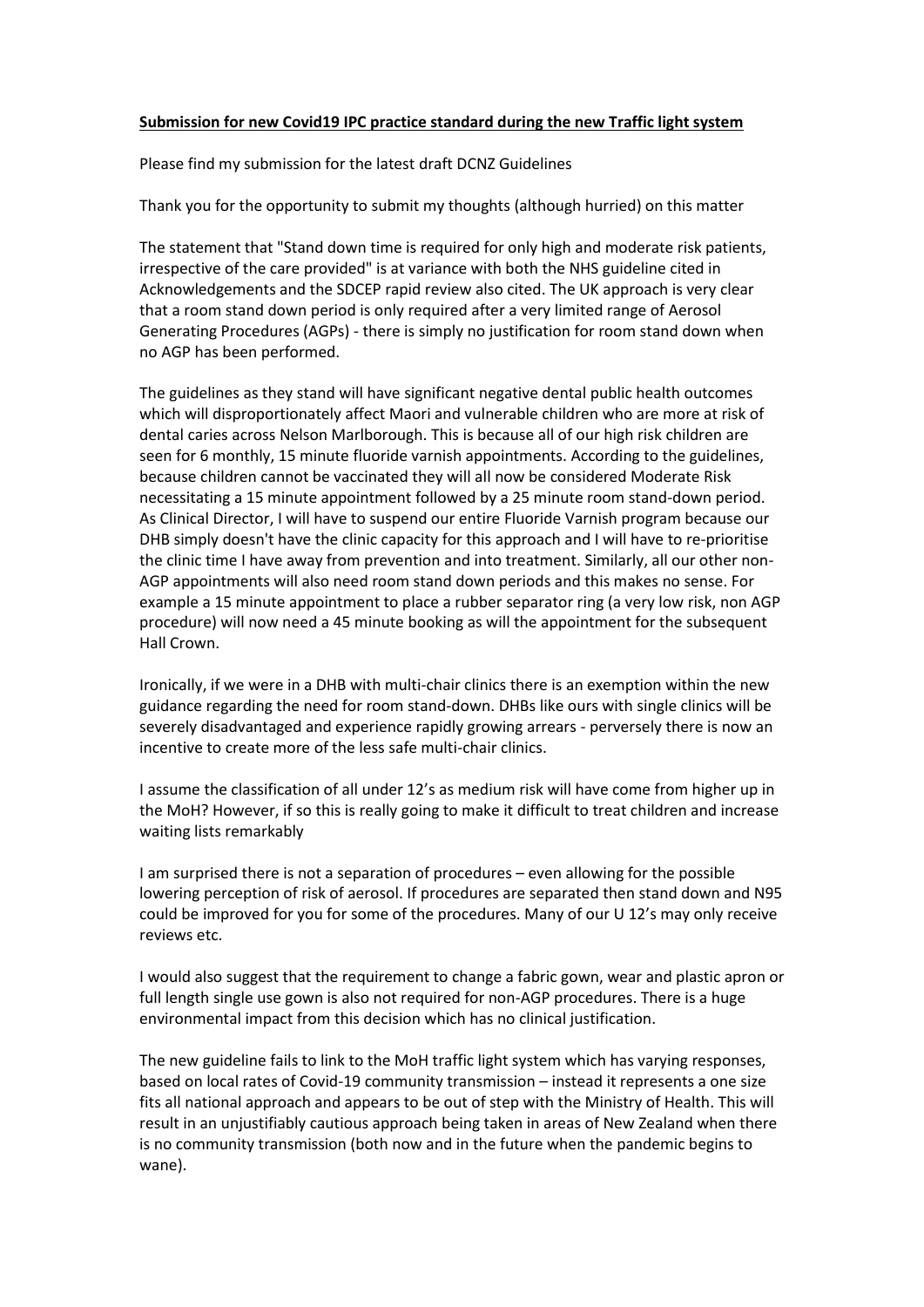**Submission for new Covid19 IPC practice standard during the new Traffic light system**

Please find my submission for the latest draft DCNZ Guidelines

Thank you for the opportunity to submit my thoughts (although hurried) on this matter

The statement that "Stand down time is required for only high and moderate risk patients, irrespective of the care provided" is at variance with both the NHS guideline cited in Acknowledgements and the SDCEP rapid review also cited. The UK approach is very clear that a room stand down period is only required after a very limited range of Aerosol Generating Procedures (AGPs) - there is simply no justification for room stand down when no AGP has been performed.

The guidelines as they stand will have significant negative dental public health outcomes which will disproportionately affect Maori and vulnerable children who are more at risk of dental caries across Nelson Marlborough. This is because all of our high risk children are seen for 6 monthly, 15 minute fluoride varnish appointments. According to the guidelines, because children cannot be vaccinated they will all now be considered Moderate Risk necessitating a 15 minute appointment followed by a 25 minute room stand-down period. As Clinical Director, I will have to suspend our entire Fluoride Varnish program because our DHB simply doesn't have the clinic capacity for this approach and I will have to re-prioritise the clinic time I have away from prevention and into treatment. Similarly, all our other non-AGP appointments will also need room stand down periods and this makes no sense. For example a 15 minute appointment to place a rubber separator ring (a very low risk, non AGP procedure) will now need a 45 minute booking as will the appointment for the subsequent Hall Crown.

Ironically, if we were in a DHB with multi-chair clinics there is an exemption within the new guidance regarding the need for room stand-down. DHBs like ours with single clinics will be severely disadvantaged and experience rapidly growing arrears - perversely there is now an incentive to create more of the less safe multi-chair clinics.

I assume the classification of all under 12's as medium risk will have come from higher up in the MoH? However, if so this is really going to make it difficult to treat children and increase waiting lists remarkably

I am surprised there is not a separation of procedures – even allowing for the possible lowering perception of risk of aerosol. If procedures are separated then stand down and N95 could be improved for you for some of the procedures. Many of our U 12's may only receive reviews etc.

I would also suggest that the requirement to change a fabric gown, wear and plastic apron or full length single use gown is also not required for non-AGP procedures. There is a huge environmental impact from this decision which has no clinical justification.

The new guideline fails to link to the MoH traffic light system which has varying responses, based on local rates of Covid-19 community transmission – instead it represents a one size fits all national approach and appears to be out of step with the Ministry of Health. This will result in an unjustifiably cautious approach being taken in areas of New Zealand when there is no community transmission (both now and in the future when the pandemic begins to wane).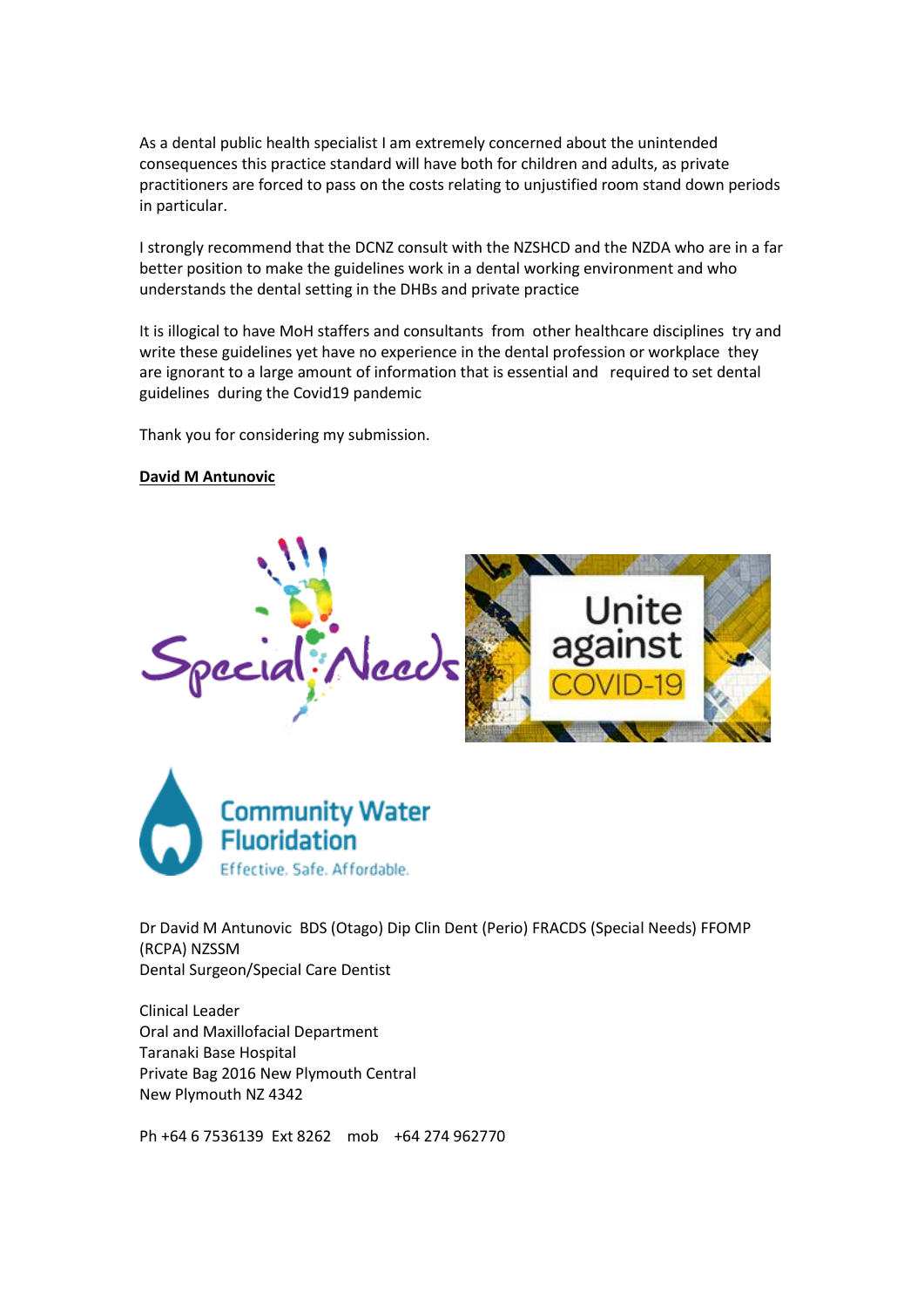As a dental public health specialist I am extremely concerned about the unintended consequences this practice standard will have both for children and adults, as private practitioners are forced to pass on the costs relating to unjustified room stand down periods in particular.

I strongly recommend that the DCNZ consult with the NZSHCD and the NZDA who are in a far better position to make the guidelines work in a dental working environment and who understands the dental setting in the DHBs and private practice

It is illogical to have MoH staffers and consultants from other healthcare disciplines try and write these guidelines yet have no experience in the dental profession or workplace they are ignorant to a large amount of information that is essential and required to set dental guidelines during the Covid19 pandemic

Thank you for considering my submission.

**David M Antunovic**

Special Needs

Unite against COVID-19

Community Water Fluoridation
Effective. Safe. Affordable.

Dr David M Antunovic BDS (Otago) Dip Clin Dent (Perio) FRACDS (Special Needs) FFOMP (RCPA) NZSSM
Dental Surgeon/Special Care Dentist

Clinical Leader
Oral and Maxillofacial Department
Taranaki Base Hospital
Private Bag 2016 New Plymouth Central
New Plymouth NZ 4342

Ph +64 6 7536139 Ext 8262 mob +64 274 962770